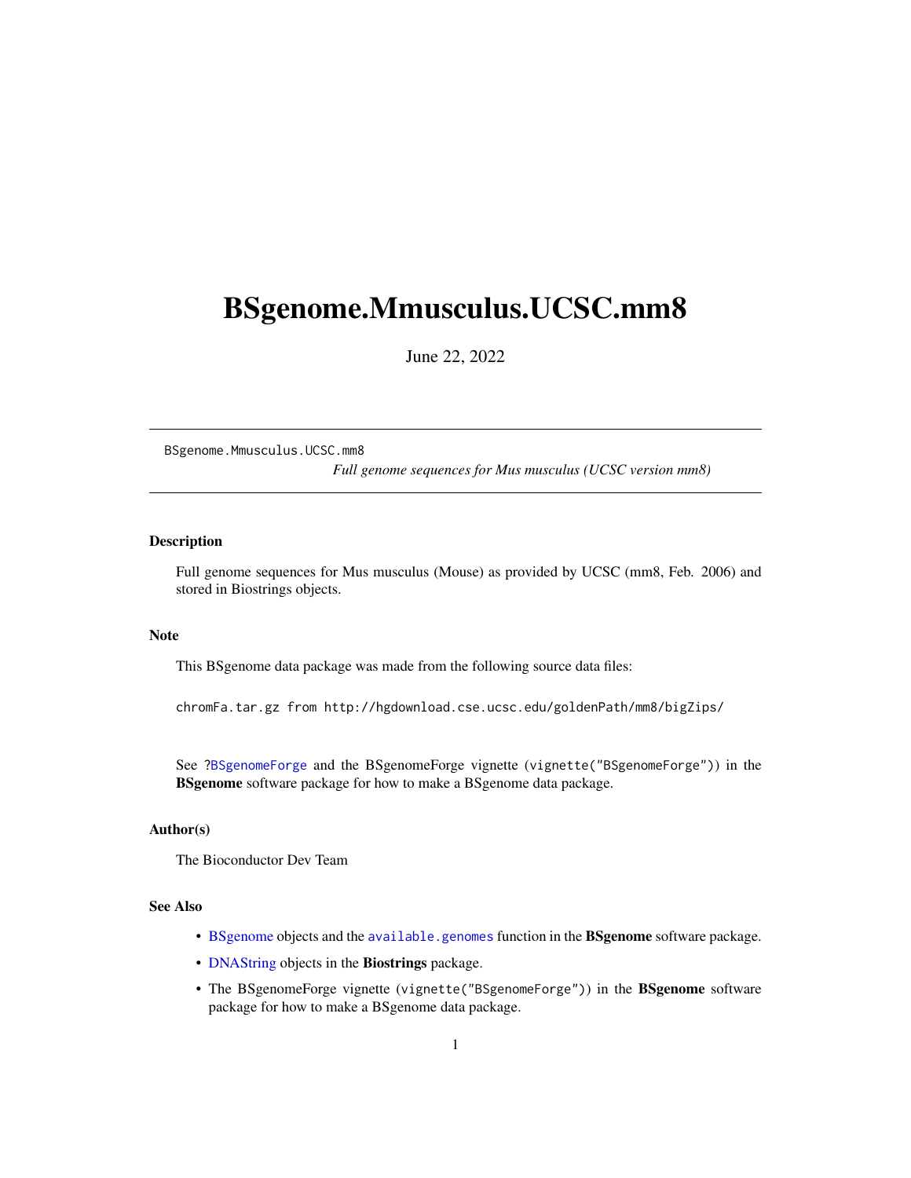# BSgenome.Mmusculus.UCSC.mm8

June 22, 2022

---

`BSgenome.Mmusculus.UCSC.mm8` *Full genome sequences for Mus musculus (UCSC version mm8)*

---

### Description

Full genome sequences for Mus musculus (Mouse) as provided by UCSC (mm8, Feb. 2006) and stored in Biostrings objects.

### Note

This BSgenome data package was made from the following source data files:

```
chromFa.tar.gz from http://hgdownload.cse.ucsc.edu/goldenPath/mm8/bigZips/
```

See ?BSgenomeForge and the BSgenomeForge vignette (`vignette("BSgenomeForge")`) in the **BSgenome** software package for how to make a BSgenome data package.

### Author(s)

The Bioconductor Dev Team

### See Also

- BSgenome objects and the `available.genomes` function in the **BSgenome** software package.
- DNAString objects in the **Biostrings** package.
- The BSgenomeForge vignette (`vignette("BSgenomeForge")`) in the **BSgenome** software package for how to make a BSgenome data package.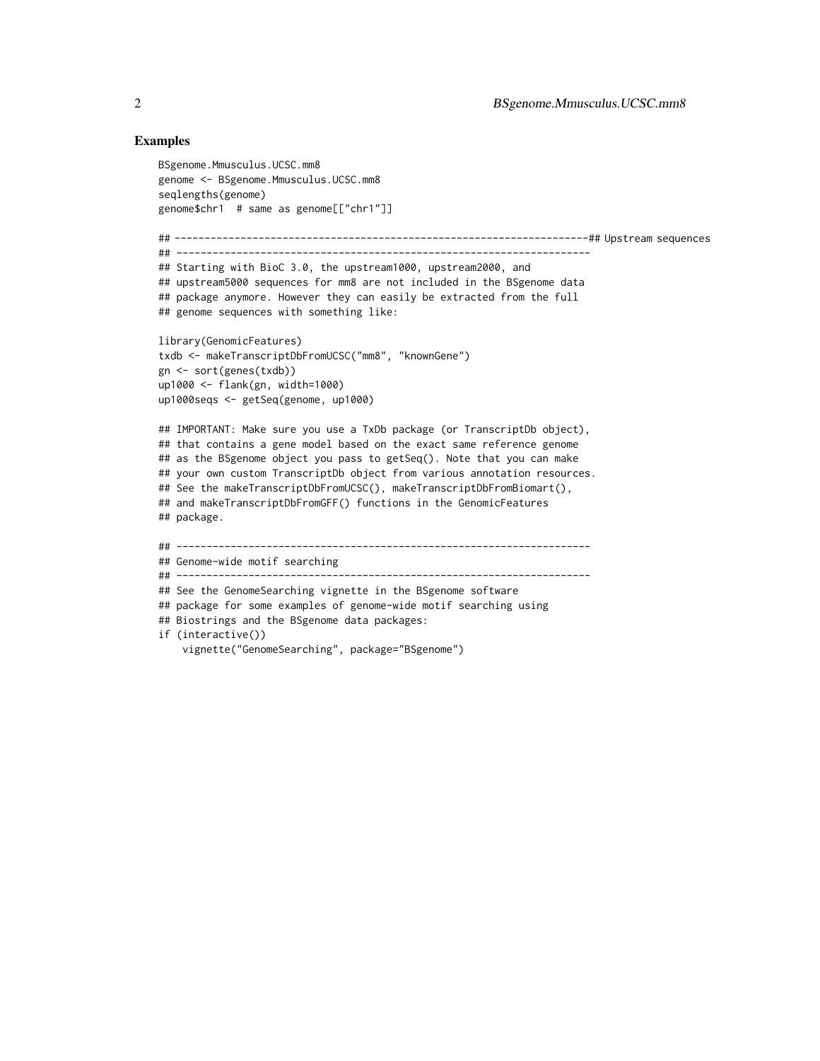## Examples

```
BSgenome.Mmusculus.UCSC.mm8
genome <- BSgenome.Mmusculus.UCSC.mm8
seqlengths(genome)
genome$chr1  # same as genome[["chr1"]]

## ---------------------------------------------------------------------## Upstream sequences
## ---------------------------------------------------------------------
## Starting with BioC 3.0, the upstream1000, upstream2000, and
## upstream5000 sequences for mm8 are not included in the BSgenome data
## package anymore. However they can easily be extracted from the full
## genome sequences with something like:

library(GenomicFeatures)
txdb <- makeTranscriptDbFromUCSC("mm8", "knownGene")
gn <- sort(genes(txdb))
up1000 <- flank(gn, width=1000)
up1000seqs <- getSeq(genome, up1000)

## IMPORTANT: Make sure you use a TxDb package (or TranscriptDb object),
## that contains a gene model based on the exact same reference genome
## as the BSgenome object you pass to getSeq(). Note that you can make
## your own custom TranscriptDb object from various annotation resources.
## See the makeTranscriptDbFromUCSC(), makeTranscriptDbFromBiomart(),
## and makeTranscriptDbFromGFF() functions in the GenomicFeatures
## package.

## ---------------------------------------------------------------------
## Genome-wide motif searching
## ---------------------------------------------------------------------
## See the GenomeSearching vignette in the BSgenome software
## package for some examples of genome-wide motif searching using
## Biostrings and the BSgenome data packages:
if (interactive())
    vignette("GenomeSearching", package="BSgenome")
```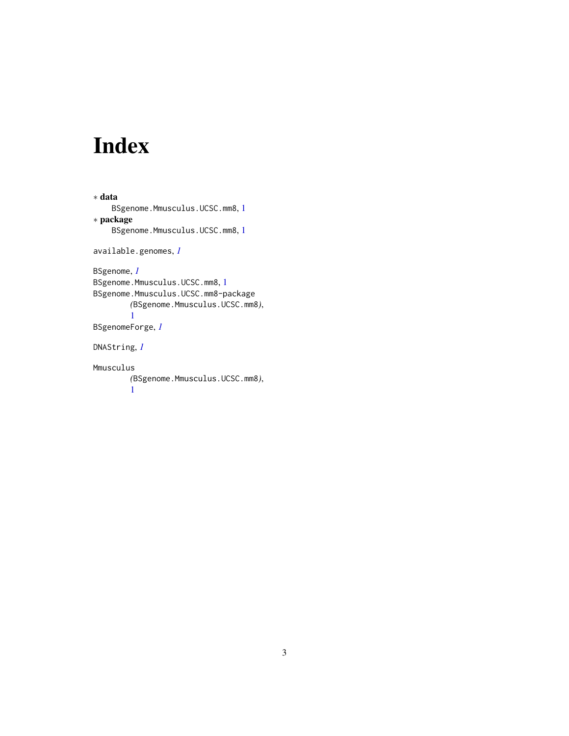# Index

∗ **data**
  BSgenome.Mmusculus.UCSC.mm8, 1
∗ **package**
  BSgenome.Mmusculus.UCSC.mm8, 1

available.genomes, *1*

BSgenome, *1*
BSgenome.Mmusculus.UCSC.mm8, 1
BSgenome.Mmusculus.UCSC.mm8-package
    *(*BSgenome.Mmusculus.UCSC.mm8*)*,
    1
BSgenomeForge, *1*

DNAString, *1*

Mmusculus
    *(*BSgenome.Mmusculus.UCSC.mm8*)*,
    1